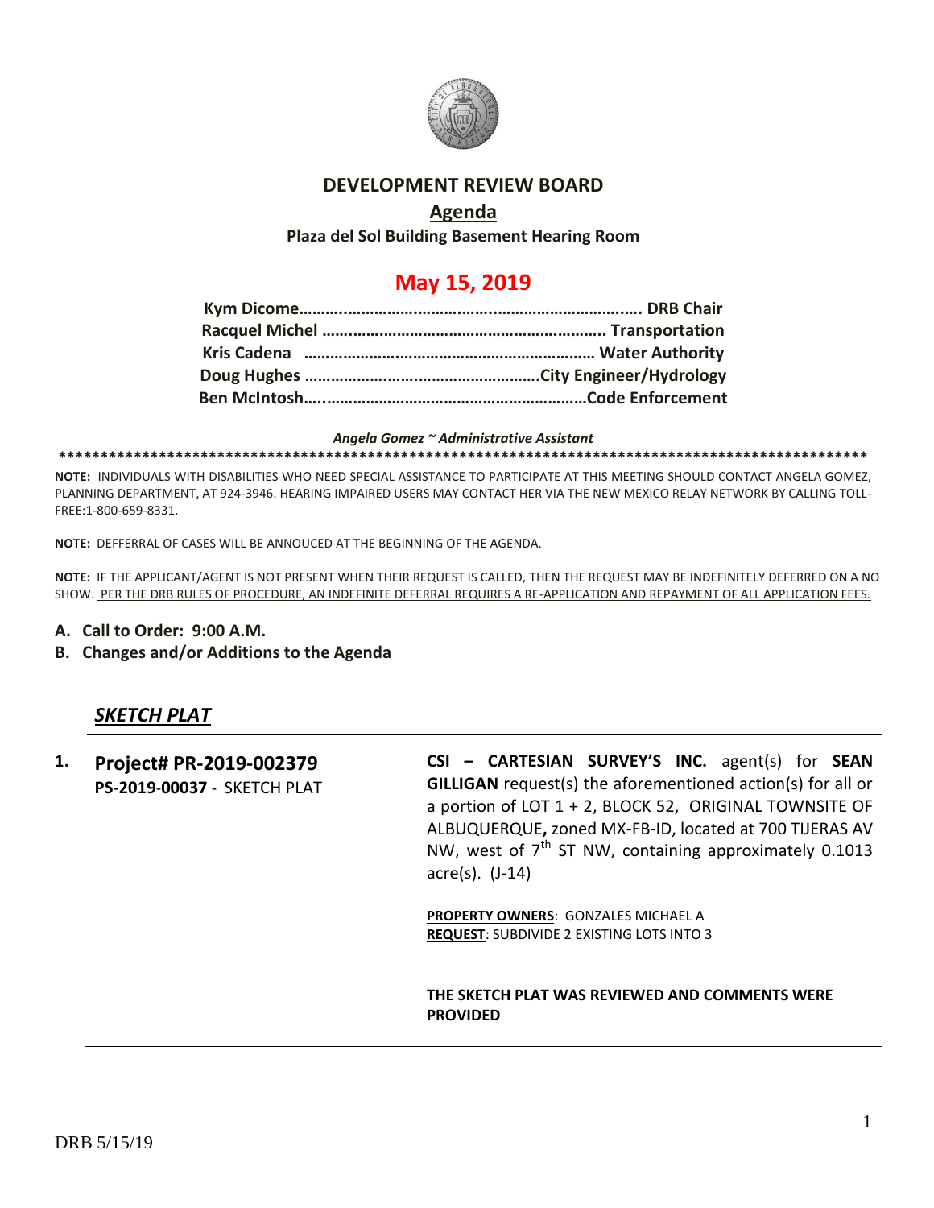# DEVELOPMENT REVIEW BOARD

## Agenda

**Plaza del Sol Building Basement Hearing Room**

## May 15, 2019

**Kym Dicome………..……………………..…………………………..…. DRB Chair**
**Racquel Michel …….…………………………………………….. Transportation**
**Kris Cadena ………………………………………………………… Water Authority**
**Doug Hughes ……………….……………………………….City Engineer/Hydrology**
**Ben McIntosh…..……………………………………………………Code Enforcement**

*Angela Gomez ~ Administrative Assistant*

**************************************************************************************************

**NOTE:** INDIVIDUALS WITH DISABILITIES WHO NEED SPECIAL ASSISTANCE TO PARTICIPATE AT THIS MEETING SHOULD CONTACT ANGELA GOMEZ, PLANNING DEPARTMENT, AT 924-3946. HEARING IMPAIRED USERS MAY CONTACT HER VIA THE NEW MEXICO RELAY NETWORK BY CALLING TOLL-FREE:1-800-659-8331.

**NOTE:** DEFFERRAL OF CASES WILL BE ANNOUCED AT THE BEGINNING OF THE AGENDA.

**NOTE:** IF THE APPLICANT/AGENT IS NOT PRESENT WHEN THEIR REQUEST IS CALLED, THEN THE REQUEST MAY BE INDEFINITELY DEFERRED ON A NO SHOW. PER THE DRB RULES OF PROCEDURE, AN INDEFINITE DEFERRAL REQUIRES A RE-APPLICATION AND REPAYMENT OF ALL APPLICATION FEES.

**A. Call to Order: 9:00 A.M.**

**B. Changes and/or Additions to the Agenda**

## *SKETCH PLAT*

**1. Project# PR-2019-002379**
**PS-2019-00037** - SKETCH PLAT

**CSI – CARTESIAN SURVEY'S INC.** agent(s) for **SEAN GILLIGAN** request(s) the aforementioned action(s) for all or a portion of LOT 1 + 2, BLOCK 52, ORIGINAL TOWNSITE OF ALBUQUERQUE**,** zoned MX-FB-ID, located at 700 TIJERAS AV NW, west of 7th ST NW, containing approximately 0.1013 acre(s). (J-14)

**PROPERTY OWNERS**: GONZALES MICHAEL A
**REQUEST**: SUBDIVIDE 2 EXISTING LOTS INTO 3

**THE SKETCH PLAT WAS REVIEWED AND COMMENTS WERE PROVIDED**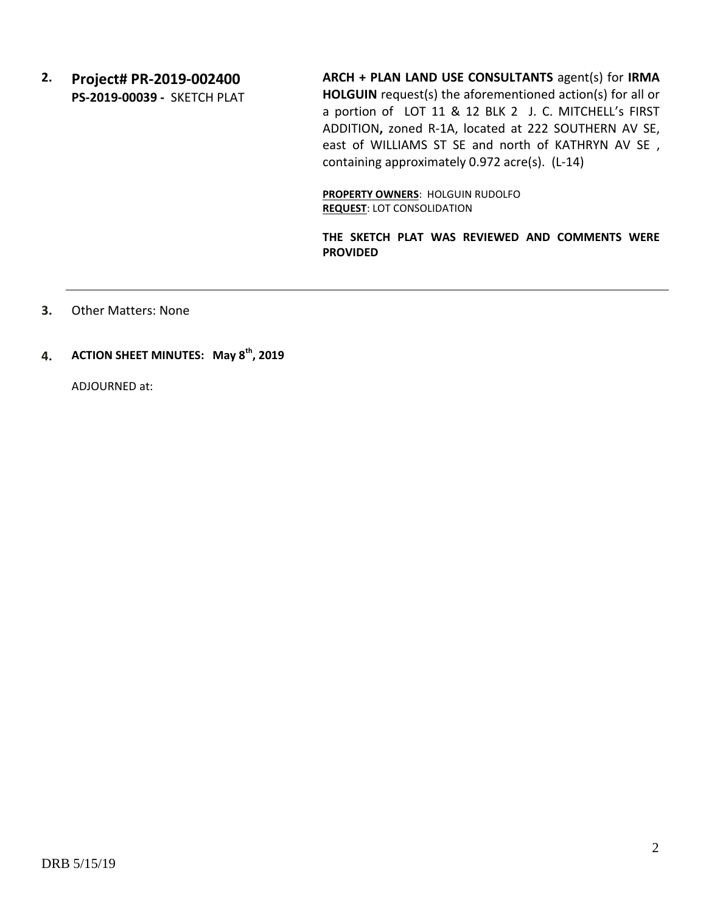**2.** **Project# PR-2019-002400**
**PS-2019-00039 -** SKETCH PLAT

**ARCH + PLAN LAND USE CONSULTANTS** agent(s) for **IRMA HOLGUIN** request(s) the aforementioned action(s) for all or a portion of LOT 11 & 12 BLK 2 J. C. MITCHELL's FIRST ADDITION**,** zoned R-1A, located at 222 SOUTHERN AV SE, east of WILLIAMS ST SE and north of KATHRYN AV SE , containing approximately 0.972 acre(s). (L-14)

**PROPERTY OWNERS**: HOLGUIN RUDOLFO
**REQUEST**: LOT CONSOLIDATION

**THE SKETCH PLAT WAS REVIEWED AND COMMENTS WERE PROVIDED**

---

**3.** Other Matters: None

**4.** **ACTION SHEET MINUTES: May 8th, 2019**

ADJOURNED at:

DRB 5/15/19